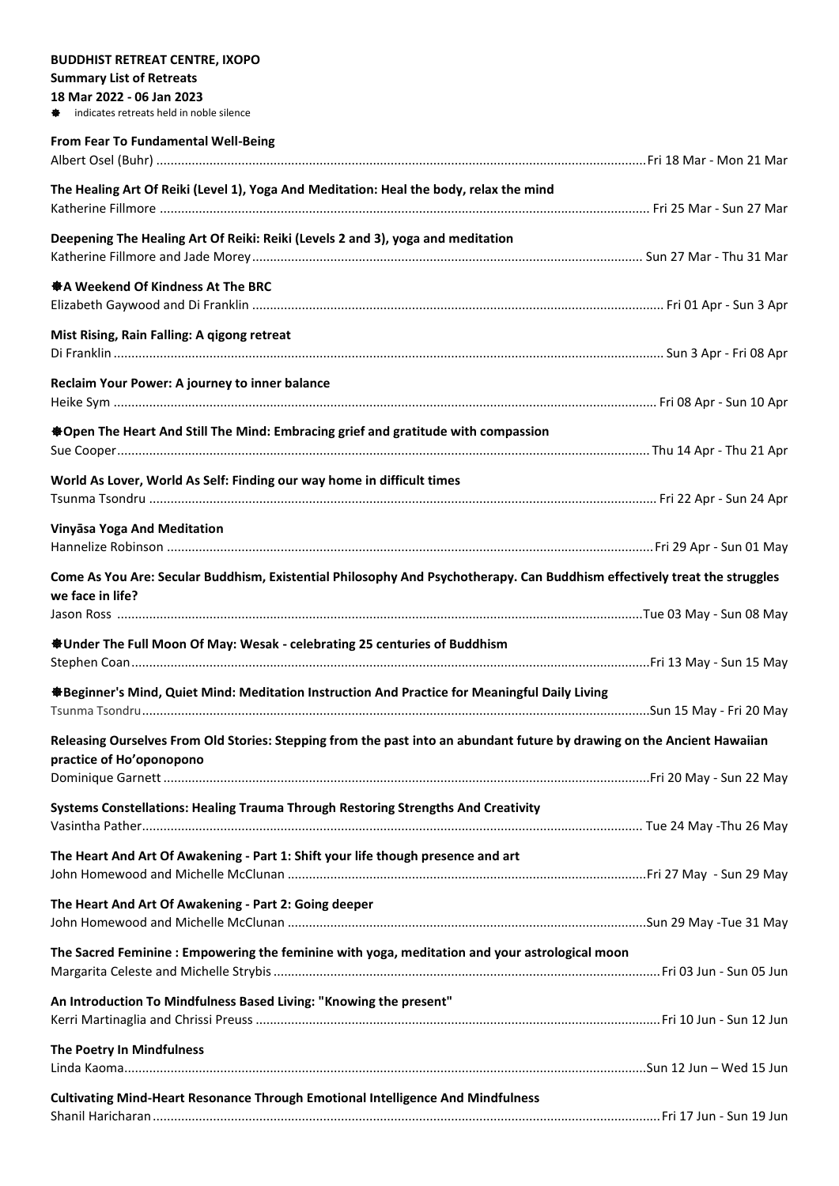**BUDDHIST RETREAT CENTRE, IXOPO**
**Summary List of Retreats**
**18 Mar 2022 - 06 Jan 2023**

❃ indicates retreats held in noble silence

**From Fear To Fundamental Well-Being**
Albert Osel (Buhr) ........................................ Fri 18 Mar - Mon 21 Mar

**The Healing Art Of Reiki (Level 1), Yoga And Meditation: Heal the body, relax the mind**
Katherine Fillmore ........................................ Fri 25 Mar - Sun 27 Mar

**Deepening The Healing Art Of Reiki: Reiki (Levels 2 and 3), yoga and meditation**
Katherine Fillmore and Jade Morey ........................................ Sun 27 Mar - Thu 31 Mar

**❃A Weekend Of Kindness At The BRC**
Elizabeth Gaywood and Di Franklin ........................................ Fri 01 Apr - Sun 3 Apr

**Mist Rising, Rain Falling: A qigong retreat**
Di Franklin ........................................ Sun 3 Apr - Fri 08 Apr

**Reclaim Your Power: A journey to inner balance**
Heike Sym ........................................ Fri 08 Apr - Sun 10 Apr

**❃Open The Heart And Still The Mind: Embracing grief and gratitude with compassion**
Sue Cooper ........................................ Thu 14 Apr - Thu 21 Apr

**World As Lover, World As Self: Finding our way home in difficult times**
Tsunma Tsondru ........................................ Fri 22 Apr - Sun 24 Apr

**Vinyāsa Yoga And Meditation**
Hannelize Robinson ........................................ Fri 29 Apr - Sun 01 May

**Come As You Are: Secular Buddhism, Existential Philosophy And Psychotherapy. Can Buddhism effectively treat the struggles we face in life?**
Jason Ross ........................................ Tue 03 May - Sun 08 May

**❃Under The Full Moon Of May: Wesak - celebrating 25 centuries of Buddhism**
Stephen Coan ........................................ Fri 13 May - Sun 15 May

**❃Beginner's Mind, Quiet Mind: Meditation Instruction And Practice for Meaningful Daily Living**
Tsunma Tsondru ........................................ Sun 15 May - Fri 20 May

**Releasing Ourselves From Old Stories: Stepping from the past into an abundant future by drawing on the Ancient Hawaiian practice of Ho'oponopono**
Dominique Garnett ........................................ Fri 20 May - Sun 22 May

**Systems Constellations: Healing Trauma Through Restoring Strengths And Creativity**
Vasintha Pather ........................................ Tue 24 May -Thu 26 May

**The Heart And Art Of Awakening - Part 1: Shift your life though presence and art**
John Homewood and Michelle McClunan ........................................ Fri 27 May - Sun 29 May

**The Heart And Art Of Awakening - Part 2: Going deeper**
John Homewood and Michelle McClunan ........................................ Sun 29 May -Tue 31 May

**The Sacred Feminine : Empowering the feminine with yoga, meditation and your astrological moon**
Margarita Celeste and Michelle Strybis ........................................ Fri 03 Jun - Sun 05 Jun

**An Introduction To Mindfulness Based Living: "Knowing the present"**
Kerri Martinaglia and Chrissi Preuss ........................................ Fri 10 Jun - Sun 12 Jun

**The Poetry In Mindfulness**
Linda Kaoma ........................................ Sun 12 Jun – Wed 15 Jun

**Cultivating Mind-Heart Resonance Through Emotional Intelligence And Mindfulness**
Shanil Haricharan ........................................ Fri 17 Jun - Sun 19 Jun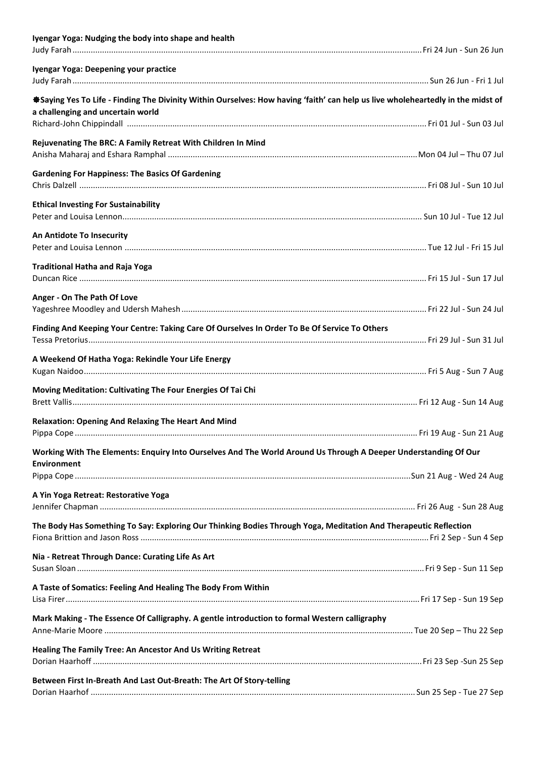**Iyengar Yoga: Nudging the body into shape and health**
Judy Farah ........................................................................................................................................ Fri 24 Jun - Sun 26 Jun

**Iyengar Yoga: Deepening your practice**
Judy Farah ........................................................................................................................................ Sun 26 Jun - Fri 1 Jul

**❋Saying Yes To Life - Finding The Divinity Within Ourselves: How having 'faith' can help us live wholeheartedly in the midst of a challenging and uncertain world**
Richard-John Chippindall ................................................................................................................ Fri 01 Jul - Sun 03 Jul

**Rejuvenating The BRC: A Family Retreat With Children In Mind**
Anisha Maharaj and Eshara Ramphal ............................................................................................. Mon 04 Jul – Thu 07 Jul

**Gardening For Happiness: The Basics Of Gardening**
Chris Dalzell ..................................................................................................................................... Fri 08 Jul - Sun 10 Jul

**Ethical Investing For Sustainability**
Peter and Louisa Lennon.................................................................................................................. Sun 10 Jul - Tue 12 Jul

**An Antidote To Insecurity**
Peter and Louisa Lennon ................................................................................................................. Tue 12 Jul - Fri 15 Jul

**Traditional Hatha and Raja Yoga**
Duncan Rice ..................................................................................................................................... Fri 15 Jul - Sun 17 Jul

**Anger - On The Path Of Love**
Yageshree Moodley and Udersh Mahesh ......................................................................................... Fri 22 Jul - Sun 24 Jul

**Finding And Keeping Your Centre: Taking Care Of Ourselves In Order To Be Of Service To Others**
Tessa Pretorius.................................................................................................................................. Fri 29 Jul - Sun 31 Jul

**A Weekend Of Hatha Yoga: Rekindle Your Life Energy**
Kugan Naidoo.................................................................................................................................... Fri 5 Aug - Sun 7 Aug

**Moving Meditation: Cultivating The Four Energies Of Tai Chi**
Brett Vallis........................................................................................................................................ Fri 12 Aug - Sun 14 Aug

**Relaxation: Opening And Relaxing The Heart And Mind**
Pippa Cope ........................................................................................................................................ Fri 19 Aug - Sun 21 Aug

**Working With The Elements: Enquiry Into Ourselves And The World Around Us Through A Deeper Understanding Of Our Environment**
Pippa Cope ....................................................................................................................................... Sun 21 Aug - Wed 24 Aug

**A Yin Yoga Retreat: Restorative Yoga**
Jennifer Chapman ............................................................................................................................ Fri 26 Aug - Sun 28 Aug

**The Body Has Something To Say: Exploring Our Thinking Bodies Through Yoga, Meditation And Therapeutic Reflection**
Fiona Brittion and Jason Ross ........................................................................................................... Fri 2 Sep - Sun 4 Sep

**Nia - Retreat Through Dance: Curating Life As Art**
Susan Sloan ...................................................................................................................................... Fri 9 Sep - Sun 11 Sep

**A Taste of Somatics: Feeling And Healing The Body From Within**
Lisa Firer........................................................................................................................................... Fri 17 Sep - Sun 19 Sep

**Mark Making - The Essence Of Calligraphy. A gentle introduction to formal Western calligraphy**
Anne-Marie Moore ............................................................................................................................ Tue 20 Sep – Thu 22 Sep

**Healing The Family Tree: An Ancestor And Us Writing Retreat**
Dorian Haarhoff ................................................................................................................................ Fri 23 Sep -Sun 25 Sep

**Between First In-Breath And Last Out-Breath: The Art Of Story-telling**
Dorian Haarhof ................................................................................................................................. Sun 25 Sep - Tue 27 Sep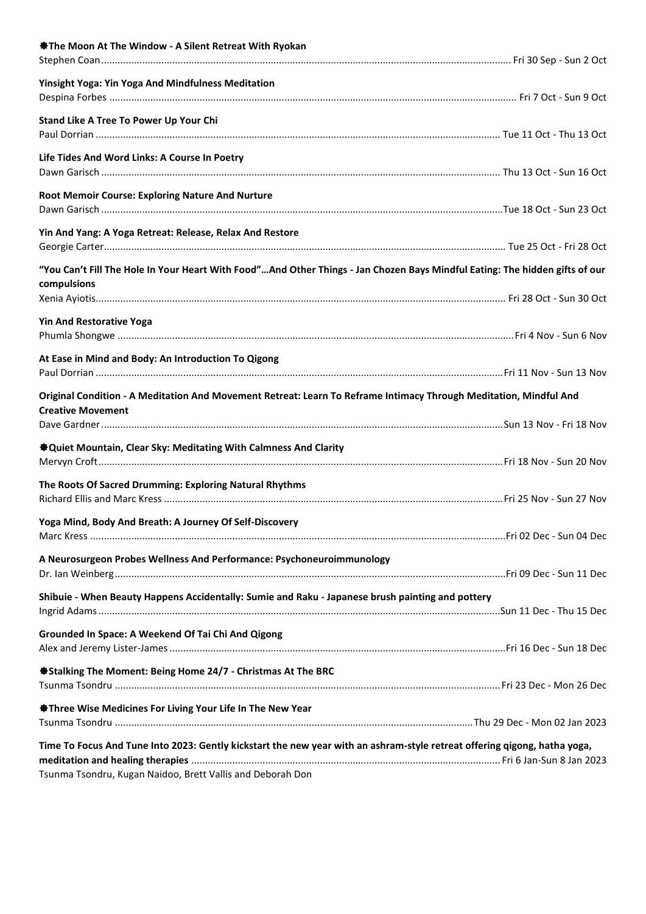**❋The Moon At The Window - A Silent Retreat With Ryokan**
Stephen Coan ........................................................................................................................ Fri 30 Sep - Sun 2 Oct

**Yinsight Yoga: Yin Yoga And Mindfulness Meditation**
Despina Forbes ........................................................................................................................ Fri 7 Oct - Sun 9 Oct

**Stand Like A Tree To Power Up Your Chi**
Paul Dorrian ........................................................................................................................ Tue 11 Oct - Thu 13 Oct

**Life Tides And Word Links: A Course In Poetry**
Dawn Garisch ........................................................................................................................ Thu 13 Oct - Sun 16 Oct

**Root Memoir Course: Exploring Nature And Nurture**
Dawn Garisch ........................................................................................................................ Tue 18 Oct - Sun 23 Oct

**Yin And Yang: A Yoga Retreat: Release, Relax And Restore**
Georgie Carter ........................................................................................................................ Tue 25 Oct - Fri 28 Oct

**"You Can't Fill The Hole In Your Heart With Food"…And Other Things - Jan Chozen Bays Mindful Eating: The hidden gifts of our compulsions**
Xenia Ayiotis ........................................................................................................................ Fri 28 Oct - Sun 30 Oct

**Yin And Restorative Yoga**
Phumla Shongwe ........................................................................................................................ Fri 4 Nov - Sun 6 Nov

**At Ease in Mind and Body: An Introduction To Qigong**
Paul Dorrian ........................................................................................................................ Fri 11 Nov - Sun 13 Nov

**Original Condition - A Meditation And Movement Retreat: Learn To Reframe Intimacy Through Meditation, Mindful And Creative Movement**
Dave Gardner ........................................................................................................................ Sun 13 Nov - Fri 18 Nov

**❋Quiet Mountain, Clear Sky: Meditating With Calmness And Clarity**
Mervyn Croft ........................................................................................................................ Fri 18 Nov - Sun 20 Nov

**The Roots Of Sacred Drumming: Exploring Natural Rhythms**
Richard Ellis and Marc Kress ........................................................................................................................ Fri 25 Nov - Sun 27 Nov

**Yoga Mind, Body And Breath: A Journey Of Self-Discovery**
Marc Kress ........................................................................................................................ Fri 02 Dec - Sun 04 Dec

**A Neurosurgeon Probes Wellness And Performance: Psychoneuroimmunology**
Dr. Ian Weinberg ........................................................................................................................ Fri 09 Dec - Sun 11 Dec

**Shibuie - When Beauty Happens Accidentally: Sumie and Raku - Japanese brush painting and pottery**
Ingrid Adams ........................................................................................................................ Sun 11 Dec - Thu 15 Dec

**Grounded In Space: A Weekend Of Tai Chi And Qigong**
Alex and Jeremy Lister-James ........................................................................................................................ Fri 16 Dec - Sun 18 Dec

**❋Stalking The Moment: Being Home 24/7 - Christmas At The BRC**
Tsunma Tsondru ........................................................................................................................ Fri 23 Dec - Mon 26 Dec

**❋Three Wise Medicines For Living Your Life In The New Year**
Tsunma Tsondru ........................................................................................................................ Thu 29 Dec - Mon 02 Jan 2023

**Time To Focus And Tune Into 2023: Gently kickstart the new year with an ashram-style retreat offering qigong, hatha yoga, meditation and healing therapies** ........................................................................................................................ Fri 6 Jan-Sun 8 Jan 2023
Tsunma Tsondru, Kugan Naidoo, Brett Vallis and Deborah Don